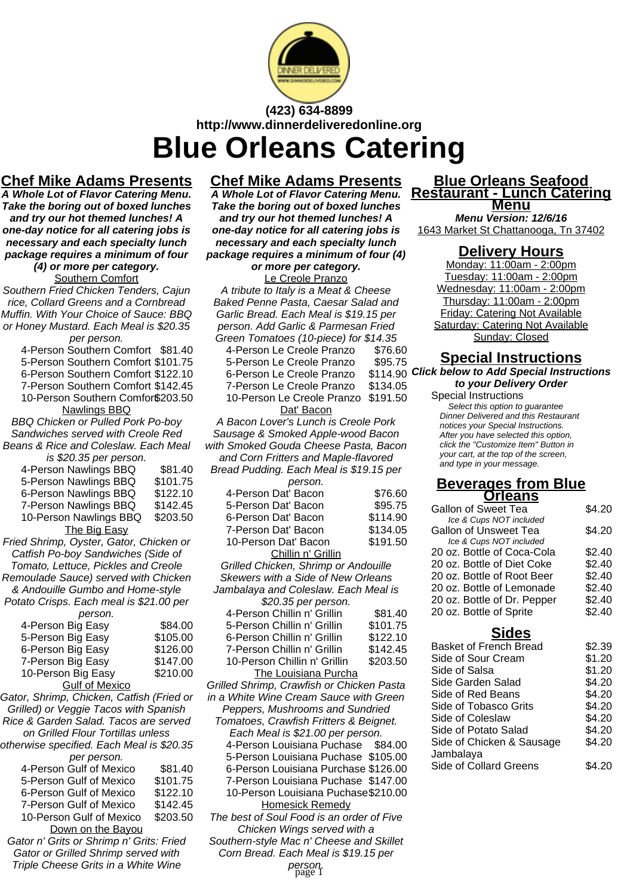(423) 634-8899
http://www.dinnerdeliveredonline.org

# Blue Orleans Catering

## Chef Mike Adams Presents

***A Whole Lot of Flavor Catering Menu. Take the boring out of boxed lunches and try our hot themed lunches! A one-day notice for all catering jobs is necessary and each specialty lunch package requires a minimum of four (4) or more per category.***

### Southern Comfort

*Southern Fried Chicken Tenders, Cajun rice, Collard Greens and a Cornbread Muffin. With Your Choice of Sauce: BBQ or Honey Mustard. Each Meal is $20.35 per person.*

| Item | Price |
|---|---|
| 4-Person Southern Comfort | $81.40 |
| 5-Person Southern Comfort | $101.75 |
| 6-Person Southern Comfort | $122.10 |
| 7-Person Southern Comfort | $142.45 |
| 10-Person Southern Comfort | $203.50 |

### Nawlings BBQ

*BBQ Chicken or Pulled Pork Po-boy Sandwiches served with Creole Red Beans & Rice and Coleslaw. Each Meal is $20.35 per person.*

| Item | Price |
|---|---|
| 4-Person Nawlings BBQ | $81.40 |
| 5-Person Nawlings BBQ | $101.75 |
| 6-Person Nawlings BBQ | $122.10 |
| 7-Person Nawlings BBQ | $142.45 |
| 10-Person Nawlings BBQ | $203.50 |

### The Big Easy

*Fried Shrimp, Oyster, Gator, Chicken or Catfish Po-boy Sandwiches (Side of Tomato, Lettuce, Pickles and Creole Remoulade Sauce) served with Chicken & Andouille Gumbo and Home-style Potato Crisps. Each meal is $21.00 per person.*

| Item | Price |
|---|---|
| 4-Person Big Easy | $84.00 |
| 5-Person Big Easy | $105.00 |
| 6-Person Big Easy | $126.00 |
| 7-Person Big Easy | $147.00 |
| 10-Person Big Easy | $210.00 |

### Gulf of Mexico

*Gator, Shrimp, Chicken, Catfish (Fried or Grilled) or Veggie Tacos with Spanish Rice & Garden Salad. Tacos are served on Grilled Flour Tortillas unless otherwise specified. Each Meal is $20.35 per person.*

| Item | Price |
|---|---|
| 4-Person Gulf of Mexico | $81.40 |
| 5-Person Gulf of Mexico | $101.75 |
| 6-Person Gulf of Mexico | $122.10 |
| 7-Person Gulf of Mexico | $142.45 |
| 10-Person Gulf of Mexico | $203.50 |

### Down on the Bayou

*Gator n' Grits or Shrimp n' Grits: Fried Gator or Grilled Shrimp served with Triple Cheese Grits in a White Wine*

## Chef Mike Adams Presents

***A Whole Lot of Flavor Catering Menu. Take the boring out of boxed lunches and try our hot themed lunches! A one-day notice for all catering jobs is necessary and each specialty lunch package requires a minimum of four (4) or more per category.***

### Le Creole Pranzo

*A tribute to Italy is a Meat & Cheese Baked Penne Pasta, Caesar Salad and Garlic Bread. Each Meal is $19.15 per person. Add Garlic & Parmesan Fried Green Tomatoes (10-piece) for $14.35*

| Item | Price |
|---|---|
| 4-Person Le Creole Pranzo | $76.60 |
| 5-Person Le Creole Pranzo | $95.75 |
| 6-Person Le Creole Pranzo | $114.90 |
| 7-Person Le Creole Pranzo | $134.05 |
| 10-Person Le Creole Pranzo | $191.50 |

### Dat' Bacon

*A Bacon Lover's Lunch is Creole Pork Sausage & Smoked Apple-wood Bacon with Smoked Gouda Cheese Pasta, Bacon and Corn Fritters and Maple-flavored Bread Pudding. Each Meal is $19.15 per person.*

| Item | Price |
|---|---|
| 4-Person Dat' Bacon | $76.60 |
| 5-Person Dat' Bacon | $95.75 |
| 6-Person Dat' Bacon | $114.90 |
| 7-Person Dat' Bacon | $134.05 |
| 10-Person Dat' Bacon | $191.50 |

### Chillin n' Grillin

*Grilled Chicken, Shrimp or Andouille Skewers with a Side of New Orleans Jambalaya and Coleslaw. Each Meal is $20.35 per person.*

| Item | Price |
|---|---|
| 4-Person Chillin n' Grillin | $81.40 |
| 5-Person Chillin n' Grillin | $101.75 |
| 6-Person Chillin n' Grillin | $122.10 |
| 7-Person Chillin n' Grillin | $142.45 |
| 10-Person Chillin n' Grillin | $203.50 |

### The Louisiana Purcha

*Grilled Shrimp, Crawfish or Chicken Pasta in a White Wine Cream Sauce with Green Peppers, Mushrooms and Sundried Tomatoes, Crawfish Fritters & Beignet. Each Meal is $21.00 per person.*

| Item | Price |
|---|---|
| 4-Person Louisiana Puchase | $84.00 |
| 5-Person Louisiana Puchase | $105.00 |
| 6-Person Louisiana Purchase | $126.00 |
| 7-Person Louisiana Puchase | $147.00 |
| 10-Person Louisiana Puchase | $210.00 |

### Homesick Remedy

*The best of Soul Food is an order of Five Chicken Wings served with a Southern-style Mac n' Cheese and Skillet Corn Bread. Each Meal is $19.15 per person.*

## Blue Orleans Seafood Restaurant - Lunch Catering Menu

***Menu Version: 12/6/16***

1643 Market St Chattanooga, Tn 37402

## Delivery Hours

Monday: 11:00am - 2:00pm
Tuesday: 11:00am - 2:00pm
Wednesday: 11:00am - 2:00pm
Thursday: 11:00am - 2:00pm
Friday: Catering Not Available
Saturday: Catering Not Available
Sunday: Closed

## Special Instructions

***Click below to Add Special Instructions to your Delivery Order***

Special Instructions

*Select this option to guarantee Dinner Delivered and this Restaurant notices your Special Instructions. After you have selected this option, click the "Customize Item" Button in your cart, at the top of the screen, and type in your message.*

## Beverages from Blue Orleans

| Item | Price |
|---|---|
| Gallon of Sweet Tea *(Ice & Cups NOT included)* | $4.20 |
| Gallon of Unsweet Tea *(Ice & Cups NOT included)* | $4.20 |
| 20 oz. Bottle of Coca-Cola | $2.40 |
| 20 oz. Bottle of Diet Coke | $2.40 |
| 20 oz. Bottle of Root Beer | $2.40 |
| 20 oz. Bottle of Lemonade | $2.40 |
| 20 oz. Bottle of Dr. Pepper | $2.40 |
| 20 oz. Bottle of Sprite | $2.40 |

## Sides

| Item | Price |
|---|---|
| Basket of French Bread | $2.39 |
| Side of Sour Cream | $1.20 |
| Side of Salsa | $1.20 |
| Side Garden Salad | $4.20 |
| Side of Red Beans | $4.20 |
| Side of Tobasco Grits | $4.20 |
| Side of Coleslaw | $4.20 |
| Side of Potato Salad | $4.20 |
| Side of Chicken & Sausage Jambalaya | $4.20 |
| Side of Collard Greens | $4.20 |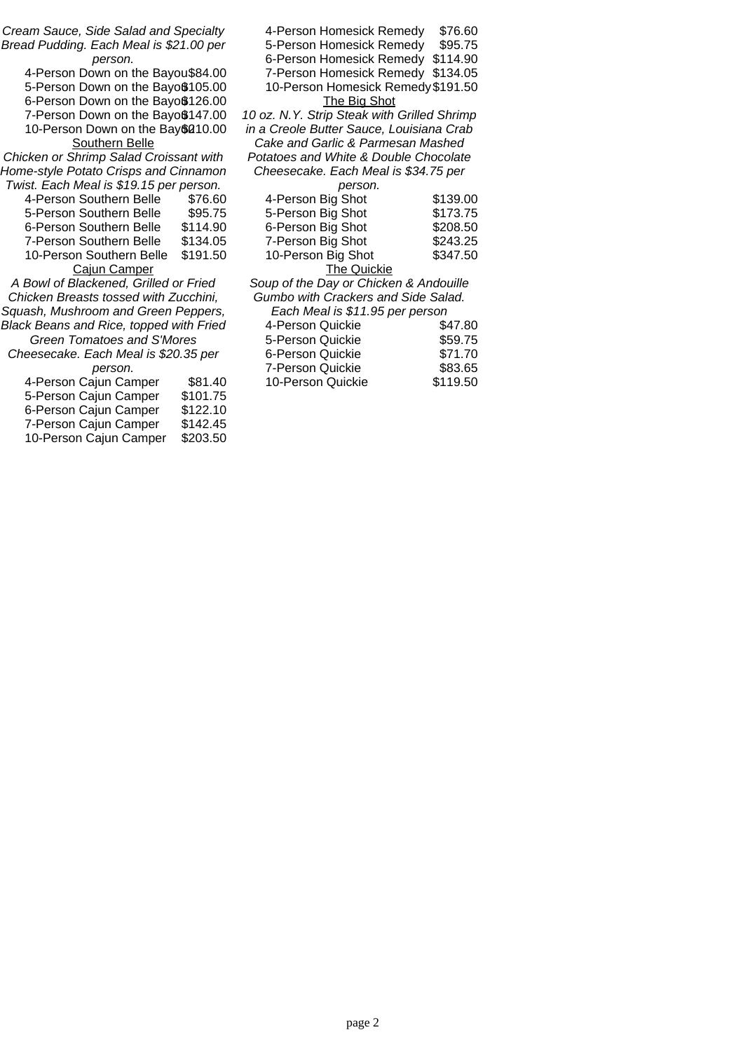*Cream Sauce, Side Salad and Specialty Bread Pudding. Each Meal is $21.00 per person.*

| | |
|---|---|
| 4-Person Down on the Bayou | $84.00 |
| 5-Person Down on the Bayou | $105.00 |
| 6-Person Down on the Bayou | $126.00 |
| 7-Person Down on the Bayou | $147.00 |
| 10-Person Down on the Bayou | $210.00 |

## Southern Belle

*Chicken or Shrimp Salad Croissant with Home-style Potato Crisps and Cinnamon Twist. Each Meal is $19.15 per person.*

| | |
|---|---|
| 4-Person Southern Belle | $76.60 |
| 5-Person Southern Belle | $95.75 |
| 6-Person Southern Belle | $114.90 |
| 7-Person Southern Belle | $134.05 |
| 10-Person Southern Belle | $191.50 |

## Cajun Camper

*A Bowl of Blackened, Grilled or Fried Chicken Breasts tossed with Zucchini, Squash, Mushroom and Green Peppers, Black Beans and Rice, topped with Fried Green Tomatoes and S'Mores Cheesecake. Each Meal is $20.35 per person.*

| | |
|---|---|
| 4-Person Cajun Camper | $81.40 |
| 5-Person Cajun Camper | $101.75 |
| 6-Person Cajun Camper | $122.10 |
| 7-Person Cajun Camper | $142.45 |
| 10-Person Cajun Camper | $203.50 |

| | |
|---|---|
| 4-Person Homesick Remedy | $76.60 |
| 5-Person Homesick Remedy | $95.75 |
| 6-Person Homesick Remedy | $114.90 |
| 7-Person Homesick Remedy | $134.05 |
| 10-Person Homesick Remedy | $191.50 |

## The Big Shot

*10 oz. N.Y. Strip Steak with Grilled Shrimp in a Creole Butter Sauce, Louisiana Crab Cake and Garlic & Parmesan Mashed Potatoes and White & Double Chocolate Cheesecake. Each Meal is $34.75 per person.*

| | |
|---|---|
| 4-Person Big Shot | $139.00 |
| 5-Person Big Shot | $173.75 |
| 6-Person Big Shot | $208.50 |
| 7-Person Big Shot | $243.25 |
| 10-Person Big Shot | $347.50 |

## The Quickie

*Soup of the Day or Chicken & Andouille Gumbo with Crackers and Side Salad. Each Meal is $11.95 per person*

| | |
|---|---|
| 4-Person Quickie | $47.80 |
| 5-Person Quickie | $59.75 |
| 6-Person Quickie | $71.70 |
| 7-Person Quickie | $83.65 |
| 10-Person Quickie | $119.50 |